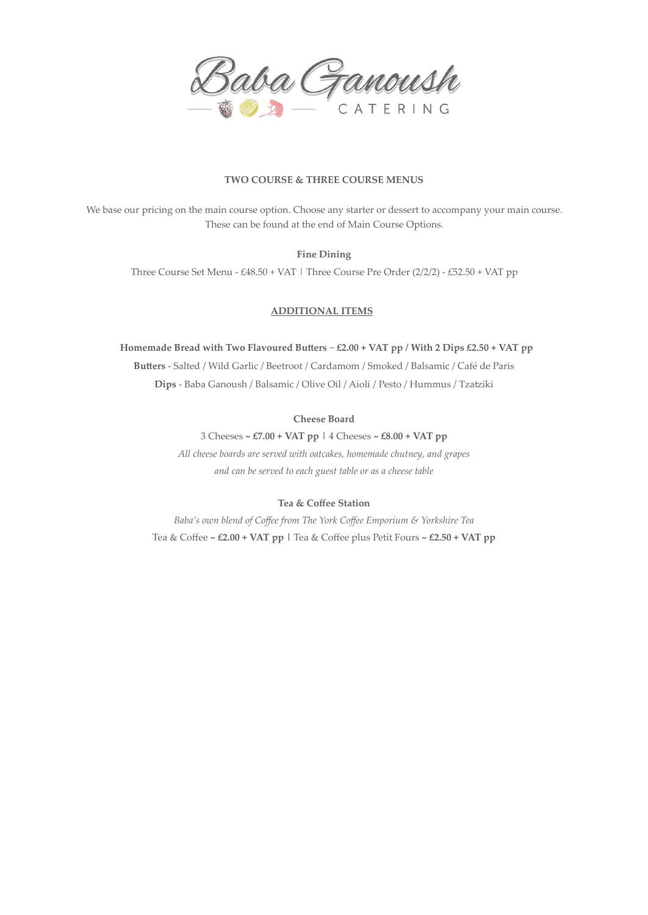# Baba Ganoush

CATERING

**TWO COURSE & THREE COURSE MENUS**

We base our pricing on the main course option. Choose any starter or dessert to accompany your main course. These can be found at the end of Main Course Options.

**Fine Dining**

Three Course Set Menu - £48.50 + VAT | Three Course Pre Order (2/2/2) - £52.50 + VAT pp

**ADDITIONAL ITEMS**

**Homemade Bread with Two Flavoured Butters** ~ **£2.00 + VAT pp / With 2 Dips £2.50 + VAT pp**

**Butters** - Salted / Wild Garlic / Beetroot / Cardamom / Smoked / Balsamic / Café de Paris

**Dips** - Baba Ganoush / Balsamic / Olive Oil / Aioli / Pesto / Hummus / Tzatziki

**Cheese Board**

3 Cheeses **~ £7.00 + VAT pp** | 4 Cheeses **~ £8.00 + VAT pp**

*All cheese boards are served with oatcakes, homemade chutney, and grapes and can be served to each guest table or as a cheese table*

**Tea & Coffee Station**

*Baba's own blend of Coffee from The York Coffee Emporium & Yorkshire Tea*

Tea & Coffee **~ £2.00 + VAT pp** | Tea & Coffee plus Petit Fours **~ £2.50 + VAT pp**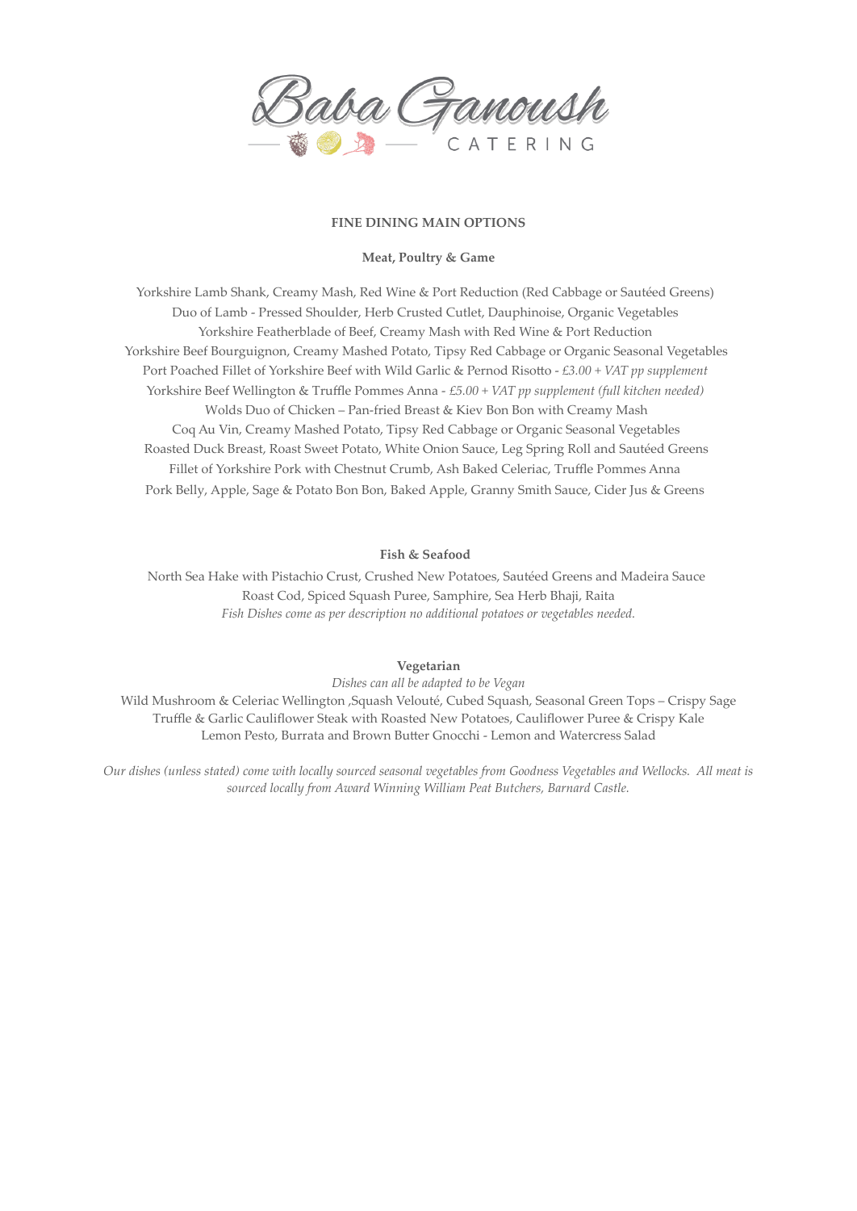Baba Ganoush

CATERING

## FINE DINING MAIN OPTIONS

### Meat, Poultry & Game

Yorkshire Lamb Shank, Creamy Mash, Red Wine & Port Reduction (Red Cabbage or Sautéed Greens)
Duo of Lamb - Pressed Shoulder, Herb Crusted Cutlet, Dauphinoise, Organic Vegetables
Yorkshire Featherblade of Beef, Creamy Mash with Red Wine & Port Reduction
Yorkshire Beef Bourguignon, Creamy Mashed Potato, Tipsy Red Cabbage or Organic Seasonal Vegetables
Port Poached Fillet of Yorkshire Beef with Wild Garlic & Pernod Risotto - *£3.00 + VAT pp supplement*
Yorkshire Beef Wellington & Truffle Pommes Anna - *£5.00 + VAT pp supplement (full kitchen needed)*
Wolds Duo of Chicken – Pan-fried Breast & Kiev Bon Bon with Creamy Mash
Coq Au Vin, Creamy Mashed Potato, Tipsy Red Cabbage or Organic Seasonal Vegetables
Roasted Duck Breast, Roast Sweet Potato, White Onion Sauce, Leg Spring Roll and Sautéed Greens
Fillet of Yorkshire Pork with Chestnut Crumb, Ash Baked Celeriac, Truffle Pommes Anna
Pork Belly, Apple, Sage & Potato Bon Bon, Baked Apple, Granny Smith Sauce, Cider Jus & Greens

### Fish & Seafood

North Sea Hake with Pistachio Crust, Crushed New Potatoes, Sautéed Greens and Madeira Sauce
Roast Cod, Spiced Squash Puree, Samphire, Sea Herb Bhaji, Raita
*Fish Dishes come as per description no additional potatoes or vegetables needed.*

### Vegetarian

*Dishes can all be adapted to be Vegan*

Wild Mushroom & Celeriac Wellington ,Squash Velouté, Cubed Squash, Seasonal Green Tops – Crispy Sage
Truffle & Garlic Cauliflower Steak with Roasted New Potatoes, Cauliflower Puree & Crispy Kale
Lemon Pesto, Burrata and Brown Butter Gnocchi - Lemon and Watercress Salad

*Our dishes (unless stated) come with locally sourced seasonal vegetables from Goodness Vegetables and Wellocks. All meat is sourced locally from Award Winning William Peat Butchers, Barnard Castle.*